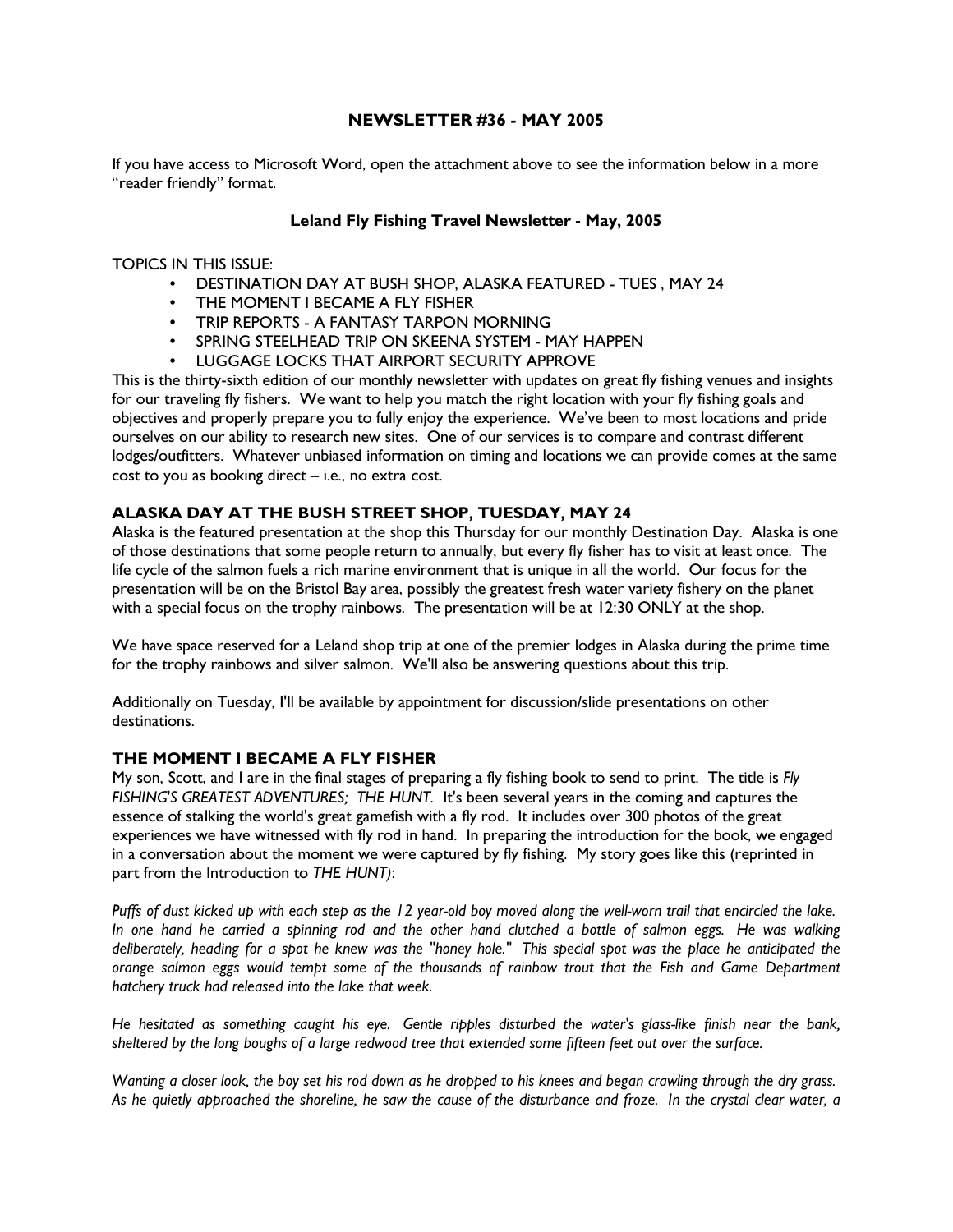## NEWSLETTER #36 - MAY 2005

If you have access to Microsoft Word, open the attachment above to see the information below in a more "reader friendly" format.

### Leland Fly Fishing Travel Newsletter - May, 2005

TOPICS IN THIS ISSUE:

- DESTINATION DAY AT BUSH SHOP, ALASKA FEATURED - TUES , MAY 24
- THE MOMENT I BECAME A FLY FISHER
- TRIP REPORTS - A FANTASY TARPON MORNING
- SPRING STEELHEAD TRIP ON SKEENA SYSTEM - MAY HAPPEN
- LUGGAGE LOCKS THAT AIRPORT SECURITY APPROVE

This is the thirty-sixth edition of our monthly newsletter with updates on great fly fishing venues and insights for our traveling fly fishers. We want to help you match the right location with your fly fishing goals and objectives and properly prepare you to fully enjoy the experience. We've been to most locations and pride ourselves on our ability to research new sites. One of our services is to compare and contrast different lodges/outfitters. Whatever unbiased information on timing and locations we can provide comes at the same cost to you as booking direct – i.e., no extra cost.

### ALASKA DAY AT THE BUSH STREET SHOP, TUESDAY, MAY 24

Alaska is the featured presentation at the shop this Thursday for our monthly Destination Day. Alaska is one of those destinations that some people return to annually, but every fly fisher has to visit at least once. The life cycle of the salmon fuels a rich marine environment that is unique in all the world. Our focus for the presentation will be on the Bristol Bay area, possibly the greatest fresh water variety fishery on the planet with a special focus on the trophy rainbows. The presentation will be at 12:30 ONLY at the shop.

We have space reserved for a Leland shop trip at one of the premier lodges in Alaska during the prime time for the trophy rainbows and silver salmon. We'll also be answering questions about this trip.

Additionally on Tuesday, I'll be available by appointment for discussion/slide presentations on other destinations.

### THE MOMENT I BECAME A FLY FISHER

My son, Scott, and I are in the final stages of preparing a fly fishing book to send to print. The title is *Fly FISHING'S GREATEST ADVENTURES; THE HUNT*. It's been several years in the coming and captures the essence of stalking the world's great gamefish with a fly rod. It includes over 300 photos of the great experiences we have witnessed with fly rod in hand. In preparing the introduction for the book, we engaged in a conversation about the moment we were captured by fly fishing. My story goes like this (reprinted in part from the Introduction to *THE HUNT)*:

*Puffs of dust kicked up with each step as the 12 year-old boy moved along the well-worn trail that encircled the lake. In one hand he carried a spinning rod and the other hand clutched a bottle of salmon eggs. He was walking deliberately, heading for a spot he knew was the "honey hole." This special spot was the place he anticipated the orange salmon eggs would tempt some of the thousands of rainbow trout that the Fish and Game Department hatchery truck had released into the lake that week.*

*He hesitated as something caught his eye. Gentle ripples disturbed the water's glass-like finish near the bank, sheltered by the long boughs of a large redwood tree that extended some fifteen feet out over the surface.*

*Wanting a closer look, the boy set his rod down as he dropped to his knees and began crawling through the dry grass. As he quietly approached the shoreline, he saw the cause of the disturbance and froze. In the crystal clear water, a*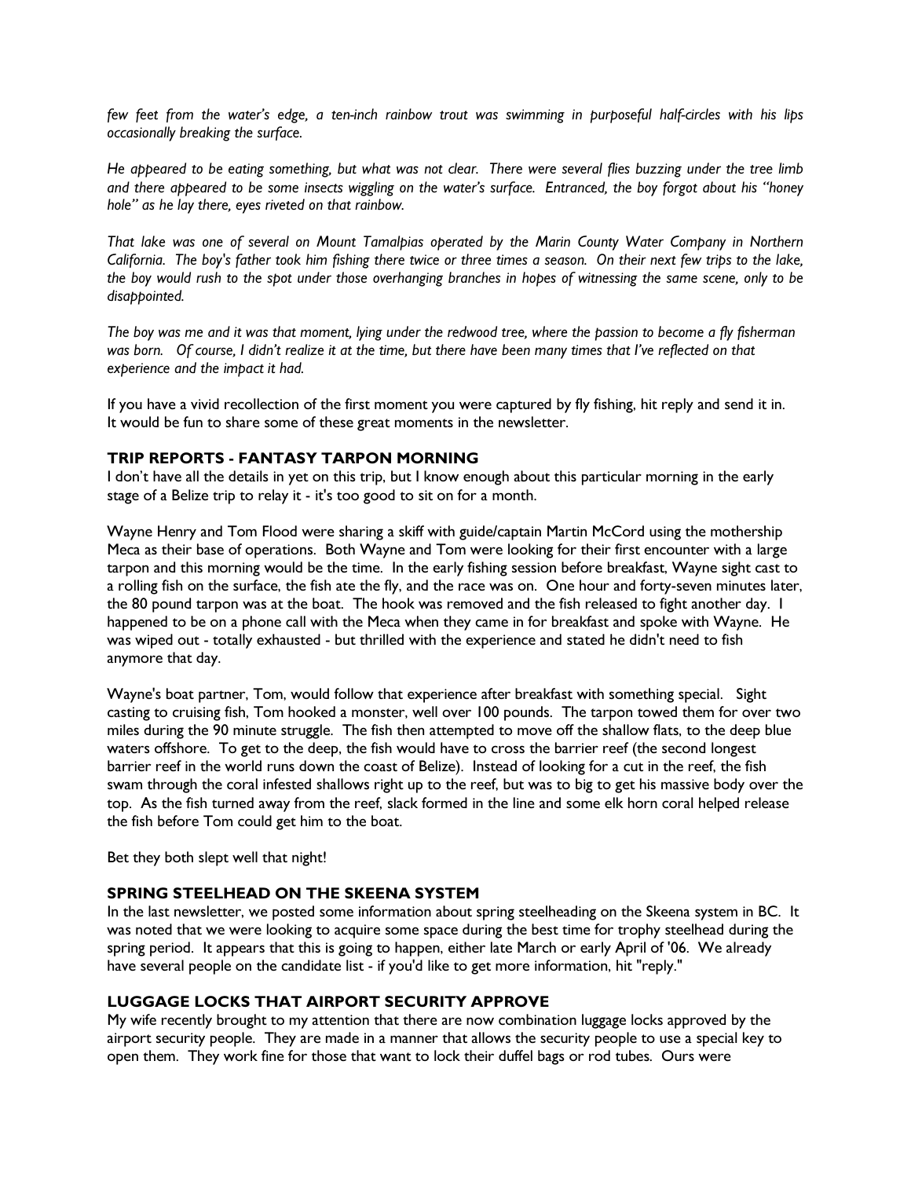*few feet from the water's edge, a ten-inch rainbow trout was swimming in purposeful half-circles with his lips occasionally breaking the surface.*

*He appeared to be eating something, but what was not clear. There were several flies buzzing under the tree limb and there appeared to be some insects wiggling on the water's surface. Entranced, the boy forgot about his "honey hole" as he lay there, eyes riveted on that rainbow.*

*That lake was one of several on Mount Tamalpias operated by the Marin County Water Company in Northern California. The boy's father took him fishing there twice or three times a season. On their next few trips to the lake, the boy would rush to the spot under those overhanging branches in hopes of witnessing the same scene, only to be disappointed.*

*The boy was me and it was that moment, lying under the redwood tree, where the passion to become a fly fisherman was born. Of course, I didn't realize it at the time, but there have been many times that I've reflected on that experience and the impact it had.*

If you have a vivid recollection of the first moment you were captured by fly fishing, hit reply and send it in. It would be fun to share some of these great moments in the newsletter.

### TRIP REPORTS - FANTASY TARPON MORNING

I don't have all the details in yet on this trip, but I know enough about this particular morning in the early stage of a Belize trip to relay it - it's too good to sit on for a month.

Wayne Henry and Tom Flood were sharing a skiff with guide/captain Martin McCord using the mothership Meca as their base of operations. Both Wayne and Tom were looking for their first encounter with a large tarpon and this morning would be the time. In the early fishing session before breakfast, Wayne sight cast to a rolling fish on the surface, the fish ate the fly, and the race was on. One hour and forty-seven minutes later, the 80 pound tarpon was at the boat. The hook was removed and the fish released to fight another day. I happened to be on a phone call with the Meca when they came in for breakfast and spoke with Wayne. He was wiped out - totally exhausted - but thrilled with the experience and stated he didn't need to fish anymore that day.

Wayne's boat partner, Tom, would follow that experience after breakfast with something special. Sight casting to cruising fish, Tom hooked a monster, well over 100 pounds. The tarpon towed them for over two miles during the 90 minute struggle. The fish then attempted to move off the shallow flats, to the deep blue waters offshore. To get to the deep, the fish would have to cross the barrier reef (the second longest barrier reef in the world runs down the coast of Belize). Instead of looking for a cut in the reef, the fish swam through the coral infested shallows right up to the reef, but was to big to get his massive body over the top. As the fish turned away from the reef, slack formed in the line and some elk horn coral helped release the fish before Tom could get him to the boat.

Bet they both slept well that night!

### SPRING STEELHEAD ON THE SKEENA SYSTEM

In the last newsletter, we posted some information about spring steelheading on the Skeena system in BC. It was noted that we were looking to acquire some space during the best time for trophy steelhead during the spring period. It appears that this is going to happen, either late March or early April of '06. We already have several people on the candidate list - if you'd like to get more information, hit "reply."

### LUGGAGE LOCKS THAT AIRPORT SECURITY APPROVE

My wife recently brought to my attention that there are now combination luggage locks approved by the airport security people. They are made in a manner that allows the security people to use a special key to open them. They work fine for those that want to lock their duffel bags or rod tubes. Ours were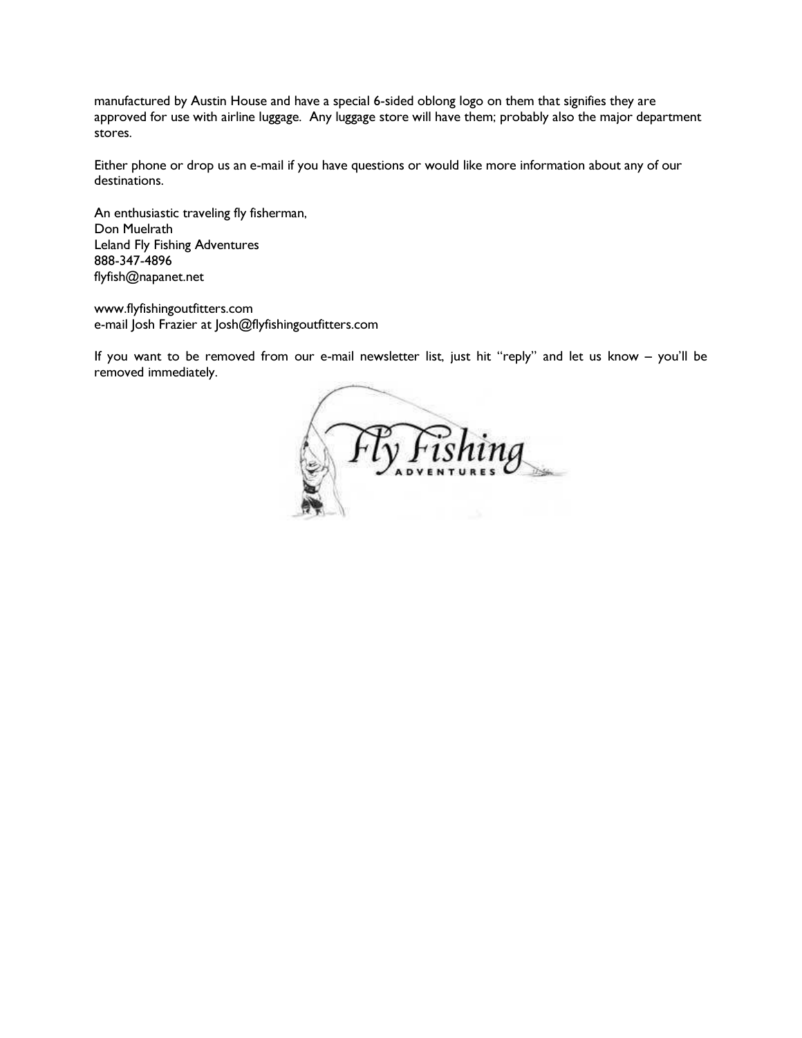manufactured by Austin House and have a special 6-sided oblong logo on them that signifies they are approved for use with airline luggage. Any luggage store will have them; probably also the major department stores.

Either phone or drop us an e-mail if you have questions or would like more information about any of our destinations.

An enthusiastic traveling fly fisherman,
Don Muelrath
Leland Fly Fishing Adventures
888-347-4896
flyfish@napanet.net

www.flyfishingoutfitters.com
e-mail Josh Frazier at Josh@flyfishingoutfitters.com

If you want to be removed from our e-mail newsletter list, just hit "reply" and let us know – you'll be removed immediately.

Fly Fishing
ADVENTURES